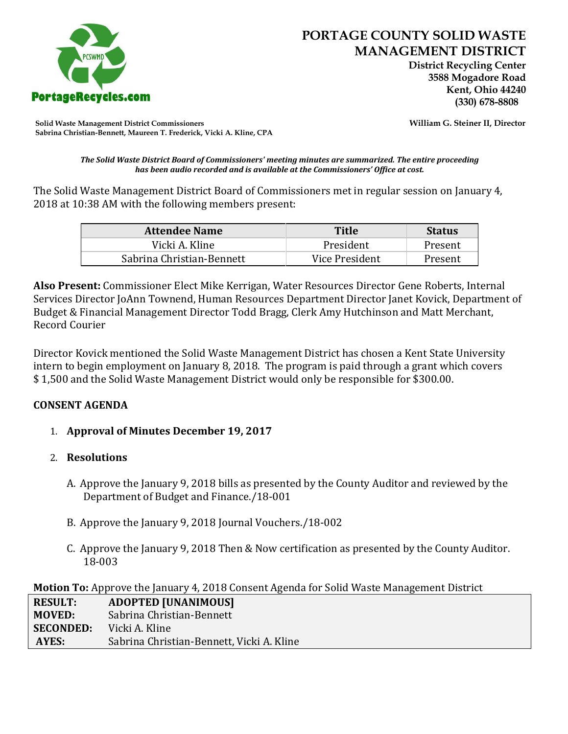# PORTAGE COUNTY SOLID WASTE MANAGEMENT DISTRICT

**District Recycling Center**
**3588 Mogadore Road**
**Kent, Ohio 44240**
**(330) 678-8808**

PortageRecycles.com

**Solid Waste Management District Commissioners**
**Sabrina Christian-Bennett, Maureen T. Frederick, Vicki A. Kline, CPA**

**William G. Steiner II, Director**

***The Solid Waste District Board of Commissioners' meeting minutes are summarized. The entire proceeding has been audio recorded and is available at the Commissioners' Office at cost.***

The Solid Waste Management District Board of Commissioners met in regular session on January 4, 2018 at 10:38 AM with the following members present:

| Attendee Name | Title | Status |
|---|---|---|
| Vicki A. Kline | President | Present |
| Sabrina Christian-Bennett | Vice President | Present |

**Also Present:** Commissioner Elect Mike Kerrigan, Water Resources Director Gene Roberts, Internal Services Director JoAnn Townend, Human Resources Department Director Janet Kovick, Department of Budget & Financial Management Director Todd Bragg, Clerk Amy Hutchinson and Matt Merchant, Record Courier

Director Kovick mentioned the Solid Waste Management District has chosen a Kent State University intern to begin employment on January 8, 2018. The program is paid through a grant which covers $ 1,500 and the Solid Waste Management District would only be responsible for $300.00.

## CONSENT AGENDA

1. **Approval of Minutes December 19, 2017**

2. **Resolutions**

   A. Approve the January 9, 2018 bills as presented by the County Auditor and reviewed by the Department of Budget and Finance./18-001

   B. Approve the January 9, 2018 Journal Vouchers./18-002

   C. Approve the January 9, 2018 Then & Now certification as presented by the County Auditor. 18-003

**Motion To:** Approve the January 4, 2018 Consent Agenda for Solid Waste Management District

| | |
|---|---|
| **RESULT:** | **ADOPTED [UNANIMOUS]** |
| **MOVED:** | Sabrina Christian-Bennett |
| **SECONDED:** | Vicki A. Kline |
| **AYES:** | Sabrina Christian-Bennett, Vicki A. Kline |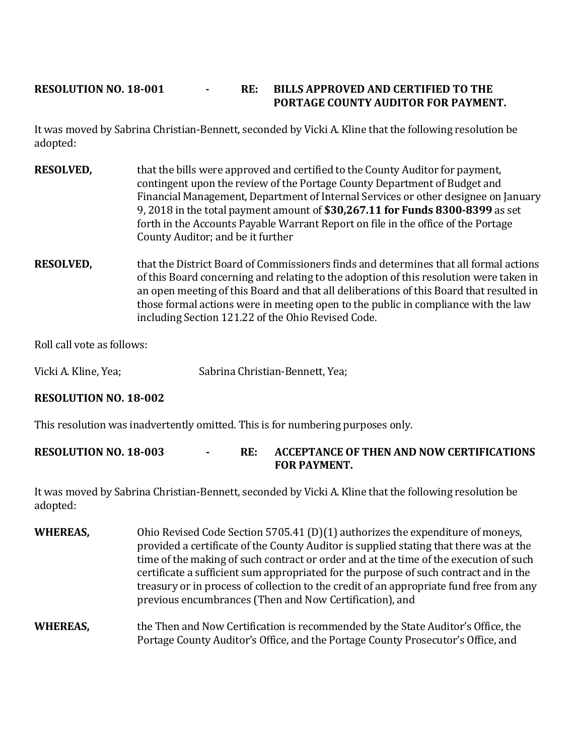**RESOLUTION NO. 18-001 - RE: BILLS APPROVED AND CERTIFIED TO THE PORTAGE COUNTY AUDITOR FOR PAYMENT.**

It was moved by Sabrina Christian-Bennett, seconded by Vicki A. Kline that the following resolution be adopted:

**RESOLVED,** that the bills were approved and certified to the County Auditor for payment, contingent upon the review of the Portage County Department of Budget and Financial Management, Department of Internal Services or other designee on January 9, 2018 in the total payment amount of **$30,267.11 for Funds 8300-8399** as set forth in the Accounts Payable Warrant Report on file in the office of the Portage County Auditor; and be it further

**RESOLVED,** that the District Board of Commissioners finds and determines that all formal actions of this Board concerning and relating to the adoption of this resolution were taken in an open meeting of this Board and that all deliberations of this Board that resulted in those formal actions were in meeting open to the public in compliance with the law including Section 121.22 of the Ohio Revised Code.

Roll call vote as follows:

Vicki A. Kline, Yea; Sabrina Christian-Bennett, Yea;

**RESOLUTION NO. 18-002**

This resolution was inadvertently omitted. This is for numbering purposes only.

**RESOLUTION NO. 18-003 - RE: ACCEPTANCE OF THEN AND NOW CERTIFICATIONS FOR PAYMENT.**

It was moved by Sabrina Christian-Bennett, seconded by Vicki A. Kline that the following resolution be adopted:

**WHEREAS,** Ohio Revised Code Section 5705.41 (D)(1) authorizes the expenditure of moneys, provided a certificate of the County Auditor is supplied stating that there was at the time of the making of such contract or order and at the time of the execution of such certificate a sufficient sum appropriated for the purpose of such contract and in the treasury or in process of collection to the credit of an appropriate fund free from any previous encumbrances (Then and Now Certification), and

**WHEREAS,** the Then and Now Certification is recommended by the State Auditor's Office, the Portage County Auditor's Office, and the Portage County Prosecutor's Office, and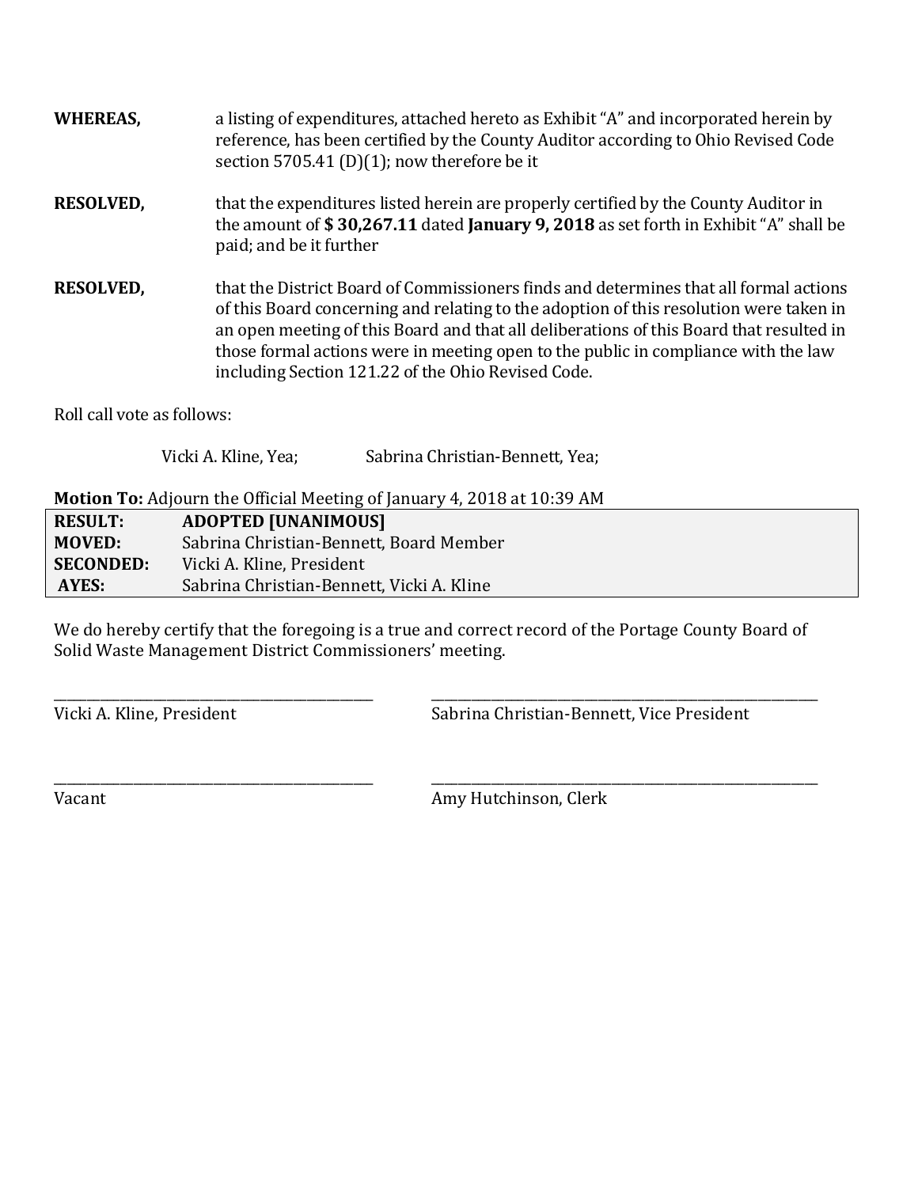**WHEREAS,** a listing of expenditures, attached hereto as Exhibit "A" and incorporated herein by reference, has been certified by the County Auditor according to Ohio Revised Code section 5705.41 (D)(1); now therefore be it

**RESOLVED,** that the expenditures listed herein are properly certified by the County Auditor in the amount of **$ 30,267.11** dated **January 9, 2018** as set forth in Exhibit "A" shall be paid; and be it further

**RESOLVED,** that the District Board of Commissioners finds and determines that all formal actions of this Board concerning and relating to the adoption of this resolution were taken in an open meeting of this Board and that all deliberations of this Board that resulted in those formal actions were in meeting open to the public in compliance with the law including Section 121.22 of the Ohio Revised Code.

Roll call vote as follows:

Vicki A. Kline, Yea; Sabrina Christian-Bennett, Yea;

**Motion To:** Adjourn the Official Meeting of January 4, 2018 at 10:39 AM

| | |
|---|---|
| **RESULT:** | **ADOPTED [UNANIMOUS]** |
| **MOVED:** | Sabrina Christian-Bennett, Board Member |
| **SECONDED:** | Vicki A. Kline, President |
| **AYES:** | Sabrina Christian-Bennett, Vicki A. Kline |

We do hereby certify that the foregoing is a true and correct record of the Portage County Board of Solid Waste Management District Commissioners' meeting.

| | |
|---|---|
| \_\_\_\_\_\_\_\_\_\_\_\_\_\_\_\_\_\_\_\_\_\_\_\_\_\_\_\_\_\_ | \_\_\_\_\_\_\_\_\_\_\_\_\_\_\_\_\_\_\_\_\_\_\_\_\_\_\_\_\_\_ |
| Vicki A. Kline, President | Sabrina Christian-Bennett, Vice President |
| \_\_\_\_\_\_\_\_\_\_\_\_\_\_\_\_\_\_\_\_\_\_\_\_\_\_\_\_\_\_ | \_\_\_\_\_\_\_\_\_\_\_\_\_\_\_\_\_\_\_\_\_\_\_\_\_\_\_\_\_\_ |
| Vacant | Amy Hutchinson, Clerk |